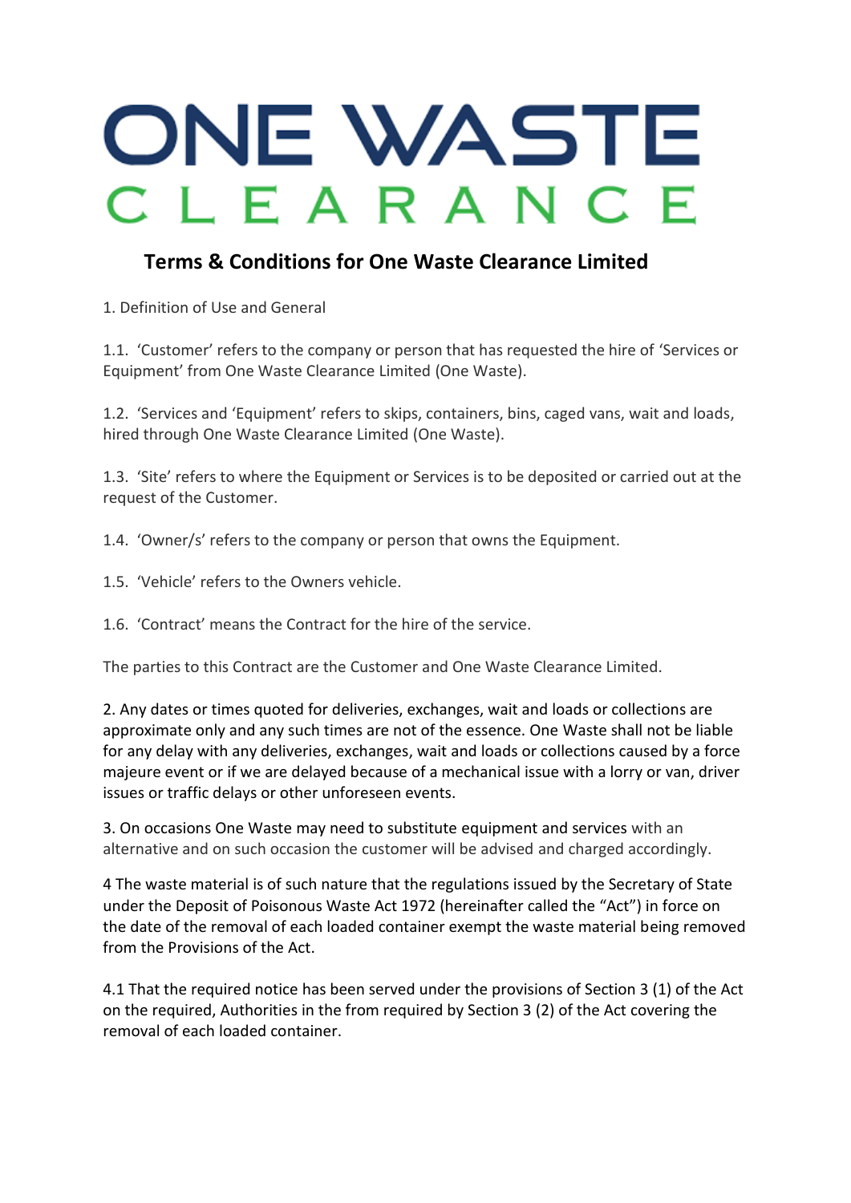# ONE WASTE CLEARANCE

## Terms & Conditions for One Waste Clearance Limited

1. Definition of Use and General

1.1. 'Customer' refers to the company or person that has requested the hire of 'Services or Equipment' from One Waste Clearance Limited (One Waste).

1.2. 'Services and 'Equipment' refers to skips, containers, bins, caged vans, wait and loads, hired through One Waste Clearance Limited (One Waste).

1.3. 'Site' refers to where the Equipment or Services is to be deposited or carried out at the request of the Customer.

1.4. 'Owner/s' refers to the company or person that owns the Equipment.

1.5. 'Vehicle' refers to the Owners vehicle.

1.6. 'Contract' means the Contract for the hire of the service.

The parties to this Contract are the Customer and One Waste Clearance Limited.

2. Any dates or times quoted for deliveries, exchanges, wait and loads or collections are approximate only and any such times are not of the essence. One Waste shall not be liable for any delay with any deliveries, exchanges, wait and loads or collections caused by a force majeure event or if we are delayed because of a mechanical issue with a lorry or van, driver issues or traffic delays or other unforeseen events.

3. On occasions One Waste may need to substitute equipment and services with an alternative and on such occasion the customer will be advised and charged accordingly.

4 The waste material is of such nature that the regulations issued by the Secretary of State under the Deposit of Poisonous Waste Act 1972 (hereinafter called the "Act") in force on the date of the removal of each loaded container exempt the waste material being removed from the Provisions of the Act.

4.1 That the required notice has been served under the provisions of Section 3 (1) of the Act on the required, Authorities in the from required by Section 3 (2) of the Act covering the removal of each loaded container.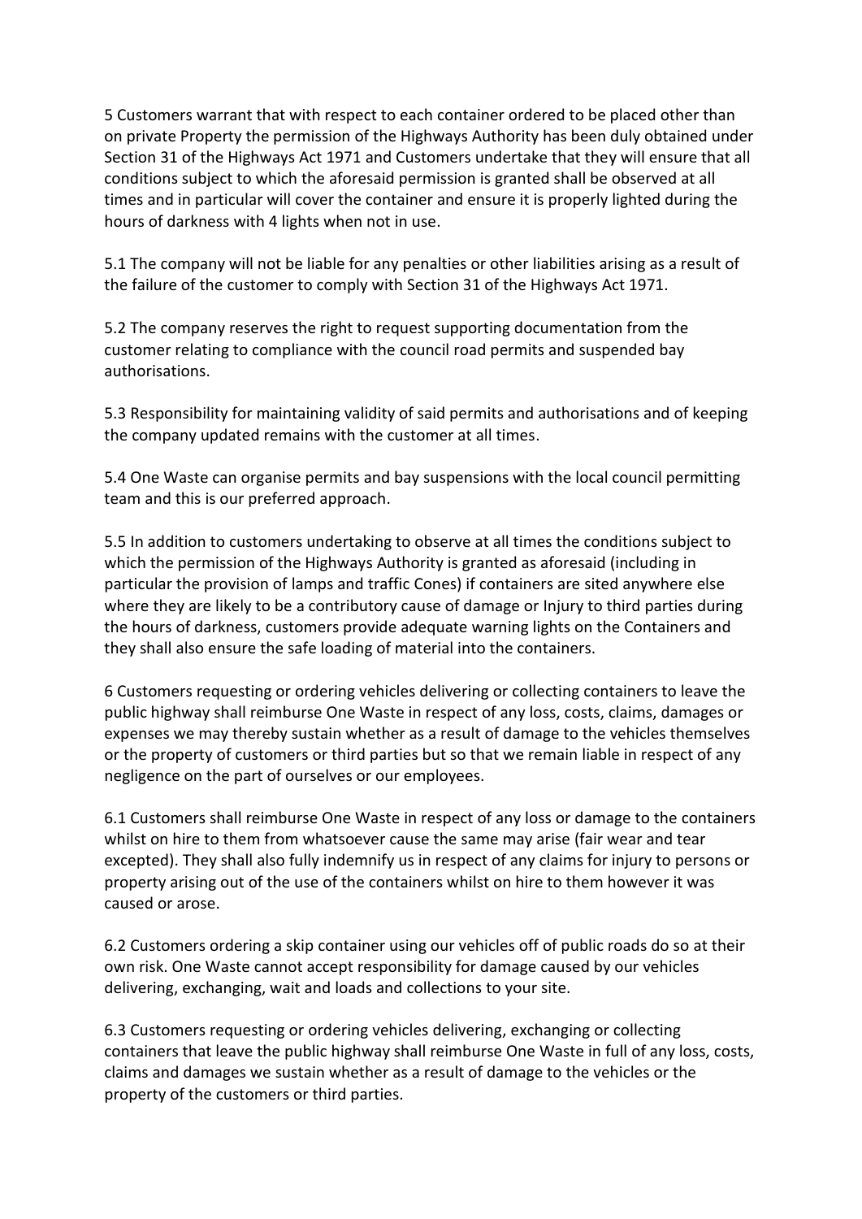5 Customers warrant that with respect to each container ordered to be placed other than on private Property the permission of the Highways Authority has been duly obtained under Section 31 of the Highways Act 1971 and Customers undertake that they will ensure that all conditions subject to which the aforesaid permission is granted shall be observed at all times and in particular will cover the container and ensure it is properly lighted during the hours of darkness with 4 lights when not in use.

5.1 The company will not be liable for any penalties or other liabilities arising as a result of the failure of the customer to comply with Section 31 of the Highways Act 1971.

5.2 The company reserves the right to request supporting documentation from the customer relating to compliance with the council road permits and suspended bay authorisations.

5.3 Responsibility for maintaining validity of said permits and authorisations and of keeping the company updated remains with the customer at all times.

5.4 One Waste can organise permits and bay suspensions with the local council permitting team and this is our preferred approach.

5.5 In addition to customers undertaking to observe at all times the conditions subject to which the permission of the Highways Authority is granted as aforesaid (including in particular the provision of lamps and traffic Cones) if containers are sited anywhere else where they are likely to be a contributory cause of damage or Injury to third parties during the hours of darkness, customers provide adequate warning lights on the Containers and they shall also ensure the safe loading of material into the containers.

6 Customers requesting or ordering vehicles delivering or collecting containers to leave the public highway shall reimburse One Waste in respect of any loss, costs, claims, damages or expenses we may thereby sustain whether as a result of damage to the vehicles themselves or the property of customers or third parties but so that we remain liable in respect of any negligence on the part of ourselves or our employees.

6.1 Customers shall reimburse One Waste in respect of any loss or damage to the containers whilst on hire to them from whatsoever cause the same may arise (fair wear and tear excepted). They shall also fully indemnify us in respect of any claims for injury to persons or property arising out of the use of the containers whilst on hire to them however it was caused or arose.

6.2 Customers ordering a skip container using our vehicles off of public roads do so at their own risk. One Waste cannot accept responsibility for damage caused by our vehicles delivering, exchanging, wait and loads and collections to your site.

6.3 Customers requesting or ordering vehicles delivering, exchanging or collecting containers that leave the public highway shall reimburse One Waste in full of any loss, costs, claims and damages we sustain whether as a result of damage to the vehicles or the property of the customers or third parties.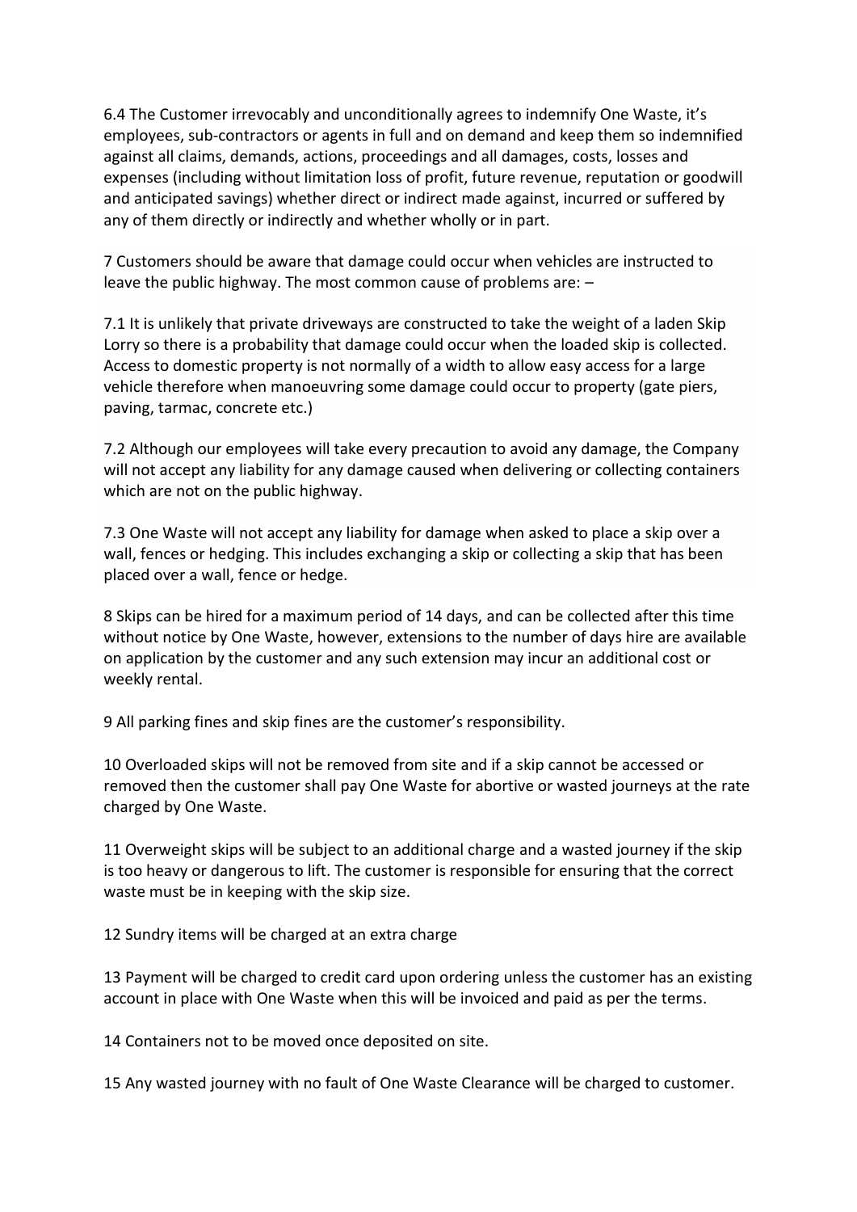6.4 The Customer irrevocably and unconditionally agrees to indemnify One Waste, it's employees, sub-contractors or agents in full and on demand and keep them so indemnified against all claims, demands, actions, proceedings and all damages, costs, losses and expenses (including without limitation loss of profit, future revenue, reputation or goodwill and anticipated savings) whether direct or indirect made against, incurred or suffered by any of them directly or indirectly and whether wholly or in part.

7 Customers should be aware that damage could occur when vehicles are instructed to leave the public highway. The most common cause of problems are: –

7.1 It is unlikely that private driveways are constructed to take the weight of a laden Skip Lorry so there is a probability that damage could occur when the loaded skip is collected. Access to domestic property is not normally of a width to allow easy access for a large vehicle therefore when manoeuvring some damage could occur to property (gate piers, paving, tarmac, concrete etc.)

7.2 Although our employees will take every precaution to avoid any damage, the Company will not accept any liability for any damage caused when delivering or collecting containers which are not on the public highway.

7.3 One Waste will not accept any liability for damage when asked to place a skip over a wall, fences or hedging. This includes exchanging a skip or collecting a skip that has been placed over a wall, fence or hedge.

8 Skips can be hired for a maximum period of 14 days, and can be collected after this time without notice by One Waste, however, extensions to the number of days hire are available on application by the customer and any such extension may incur an additional cost or weekly rental.

9 All parking fines and skip fines are the customer's responsibility.

10 Overloaded skips will not be removed from site and if a skip cannot be accessed or removed then the customer shall pay One Waste for abortive or wasted journeys at the rate charged by One Waste.

11 Overweight skips will be subject to an additional charge and a wasted journey if the skip is too heavy or dangerous to lift. The customer is responsible for ensuring that the correct waste must be in keeping with the skip size.

12 Sundry items will be charged at an extra charge

13 Payment will be charged to credit card upon ordering unless the customer has an existing account in place with One Waste when this will be invoiced and paid as per the terms.

14 Containers not to be moved once deposited on site.

15 Any wasted journey with no fault of One Waste Clearance will be charged to customer.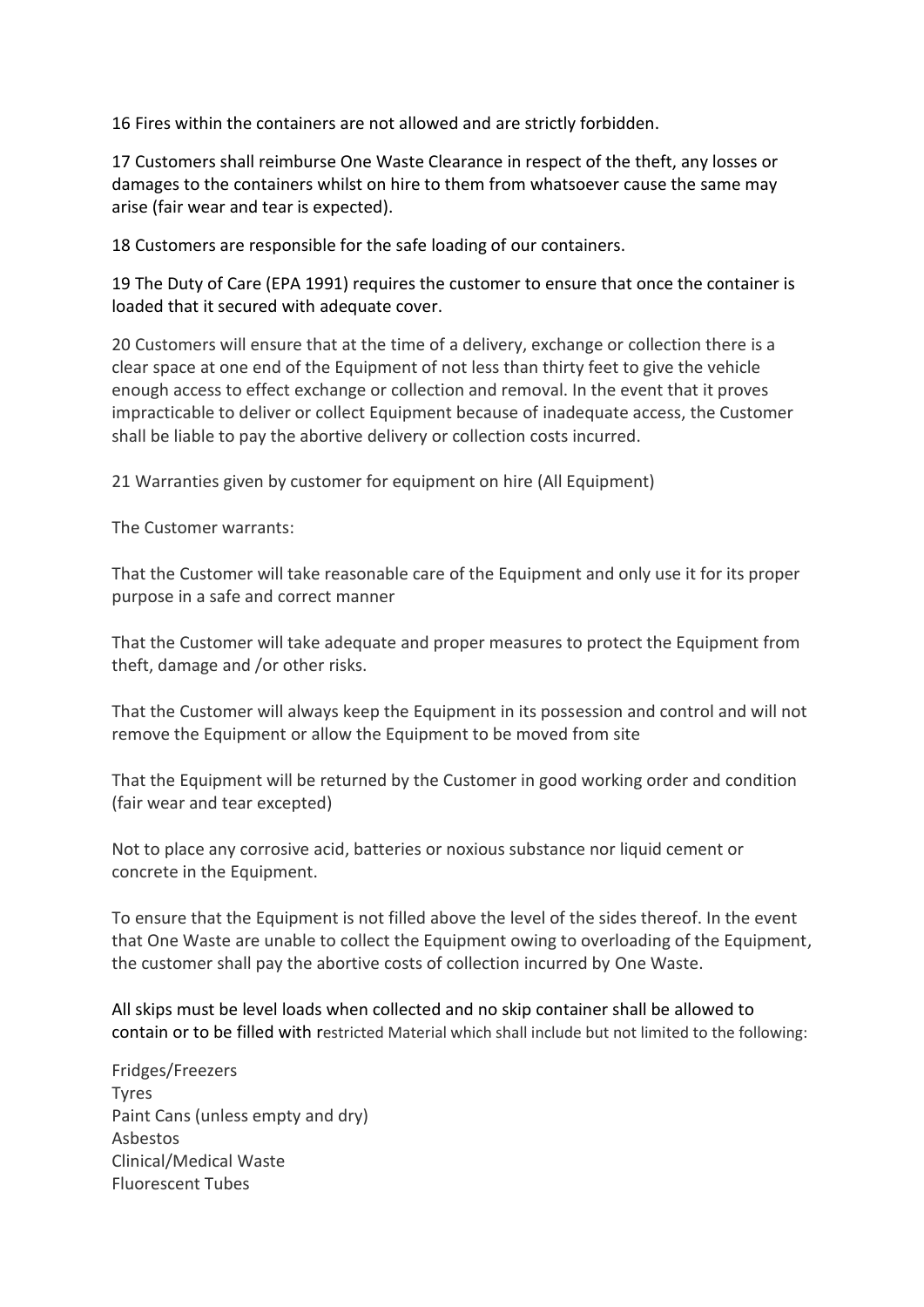16 Fires within the containers are not allowed and are strictly forbidden.

17 Customers shall reimburse One Waste Clearance in respect of the theft, any losses or damages to the containers whilst on hire to them from whatsoever cause the same may arise (fair wear and tear is expected).

18 Customers are responsible for the safe loading of our containers.

19 The Duty of Care (EPA 1991) requires the customer to ensure that once the container is loaded that it secured with adequate cover.

20 Customers will ensure that at the time of a delivery, exchange or collection there is a clear space at one end of the Equipment of not less than thirty feet to give the vehicle enough access to effect exchange or collection and removal. In the event that it proves impracticable to deliver or collect Equipment because of inadequate access, the Customer shall be liable to pay the abortive delivery or collection costs incurred.

21 Warranties given by customer for equipment on hire (All Equipment)

The Customer warrants:

That the Customer will take reasonable care of the Equipment and only use it for its proper purpose in a safe and correct manner

That the Customer will take adequate and proper measures to protect the Equipment from theft, damage and /or other risks.

That the Customer will always keep the Equipment in its possession and control and will not remove the Equipment or allow the Equipment to be moved from site

That the Equipment will be returned by the Customer in good working order and condition (fair wear and tear excepted)

Not to place any corrosive acid, batteries or noxious substance nor liquid cement or concrete in the Equipment.

To ensure that the Equipment is not filled above the level of the sides thereof. In the event that One Waste are unable to collect the Equipment owing to overloading of the Equipment, the customer shall pay the abortive costs of collection incurred by One Waste.

All skips must be level loads when collected and no skip container shall be allowed to contain or to be filled with restricted Material which shall include but not limited to the following:

Fridges/Freezers  
Tyres  
Paint Cans (unless empty and dry)  
Asbestos  
Clinical/Medical Waste  
Fluorescent Tubes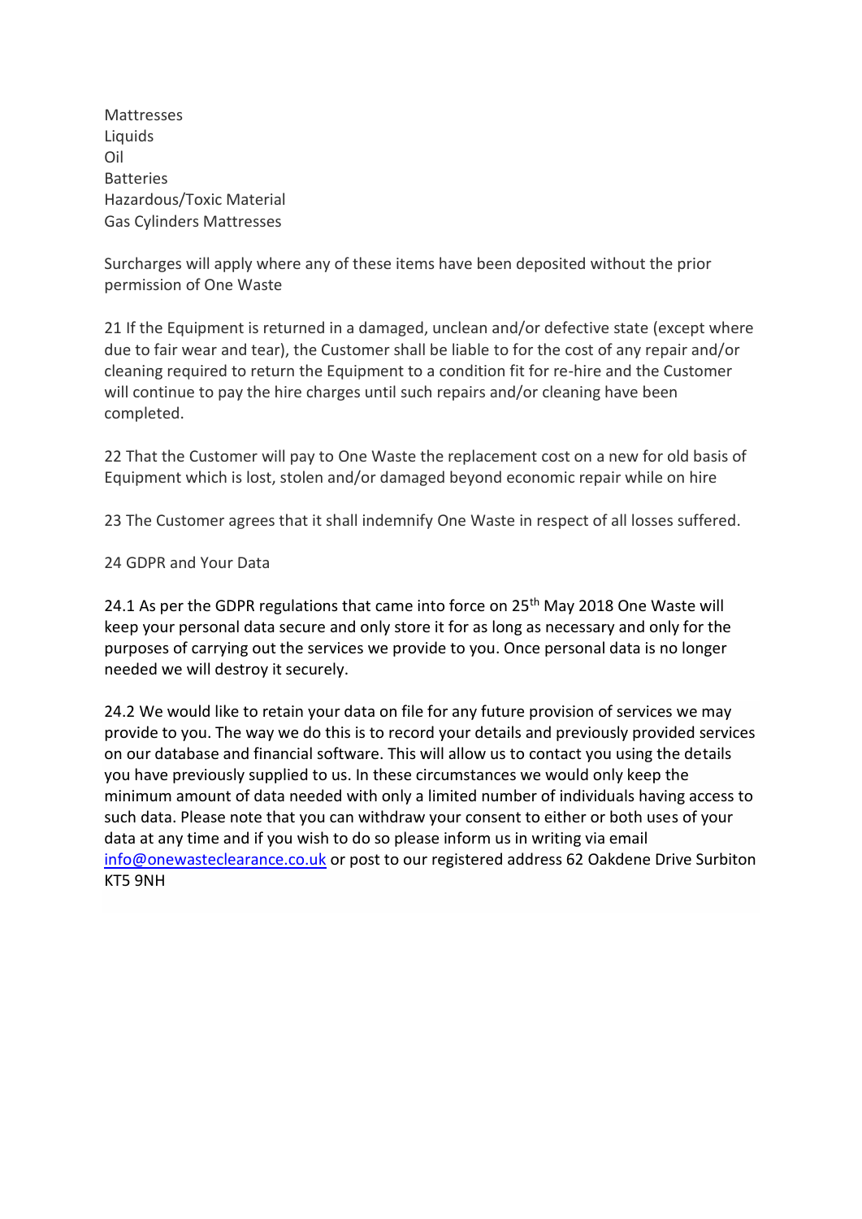Mattresses
Liquids
Oil
Batteries
Hazardous/Toxic Material
Gas Cylinders Mattresses

Surcharges will apply where any of these items have been deposited without the prior permission of One Waste

21 If the Equipment is returned in a damaged, unclean and/or defective state (except where due to fair wear and tear), the Customer shall be liable to for the cost of any repair and/or cleaning required to return the Equipment to a condition fit for re-hire and the Customer will continue to pay the hire charges until such repairs and/or cleaning have been completed.

22 That the Customer will pay to One Waste the replacement cost on a new for old basis of Equipment which is lost, stolen and/or damaged beyond economic repair while on hire

23 The Customer agrees that it shall indemnify One Waste in respect of all losses suffered.

24 GDPR and Your Data

24.1 As per the GDPR regulations that came into force on 25th May 2018 One Waste will keep your personal data secure and only store it for as long as necessary and only for the purposes of carrying out the services we provide to you. Once personal data is no longer needed we will destroy it securely.

24.2 We would like to retain your data on file for any future provision of services we may provide to you. The way we do this is to record your details and previously provided services on our database and financial software. This will allow us to contact you using the details you have previously supplied to us. In these circumstances we would only keep the minimum amount of data needed with only a limited number of individuals having access to such data. Please note that you can withdraw your consent to either or both uses of your data at any time and if you wish to do so please inform us in writing via email [info@onewasteclearance.co.uk](mailto:info@onewasteclearance.co.uk) or post to our registered address 62 Oakdene Drive Surbiton KT5 9NH